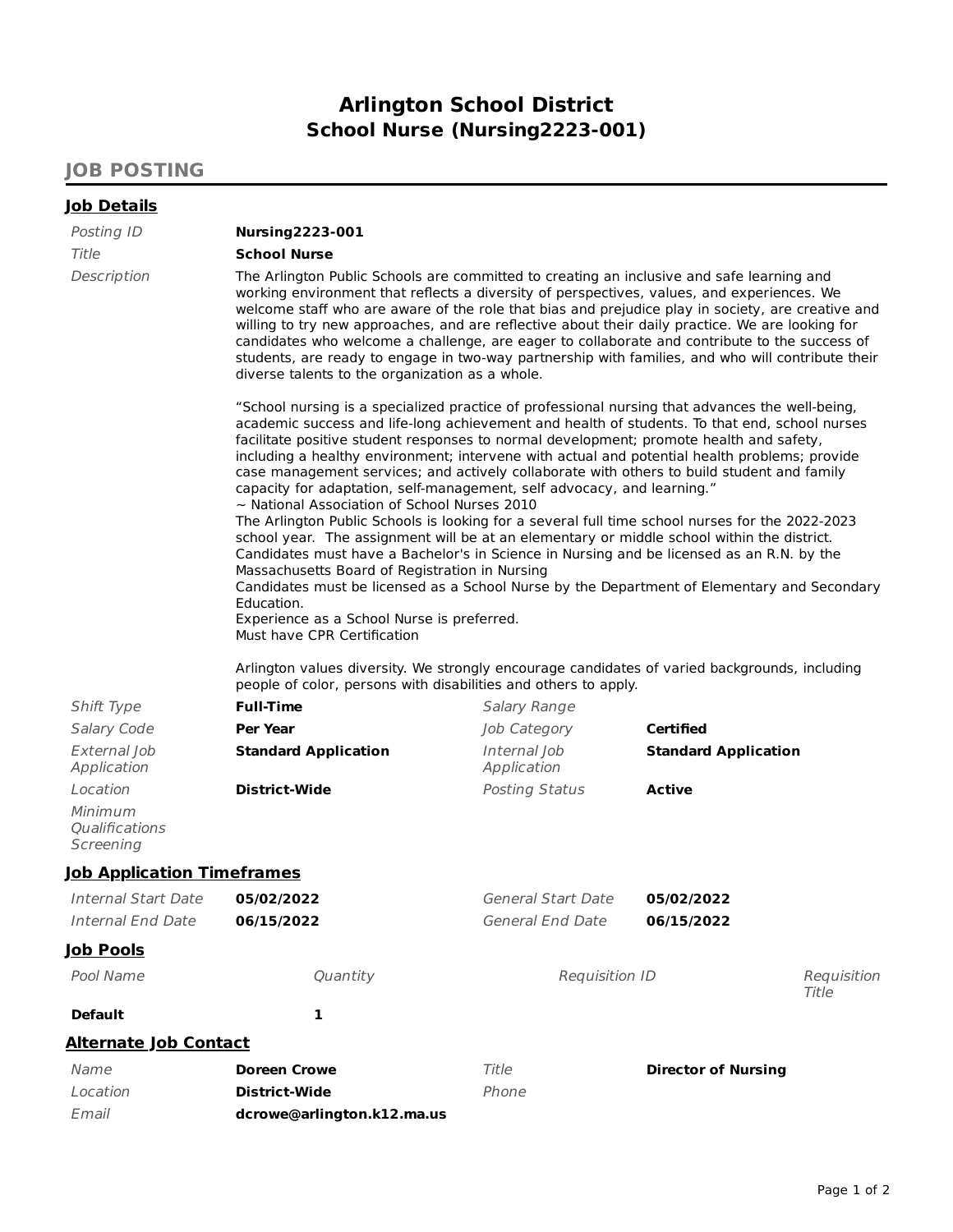# Arlington School District
## School Nurse (Nursing2223-001)

## JOB POSTING

### Job Details

*Posting ID* **Nursing2223-001**

*Title* **School Nurse**

*Description*

The Arlington Public Schools are committed to creating an inclusive and safe learning and working environment that reflects a diversity of perspectives, values, and experiences. We welcome staff who are aware of the role that bias and prejudice play in society, are creative and willing to try new approaches, and are reflective about their daily practice. We are looking for candidates who welcome a challenge, are eager to collaborate and contribute to the success of students, are ready to engage in two-way partnership with families, and who will contribute their diverse talents to the organization as a whole.

"School nursing is a specialized practice of professional nursing that advances the well-being, academic success and life-long achievement and health of students. To that end, school nurses facilitate positive student responses to normal development; promote health and safety, including a healthy environment; intervene with actual and potential health problems; provide case management services; and actively collaborate with others to build student and family capacity for adaptation, self-management, self advocacy, and learning."
~ National Association of School Nurses 2010
The Arlington Public Schools is looking for a several full time school nurses for the 2022-2023 school year. The assignment will be at an elementary or middle school within the district.
Candidates must have a Bachelor's in Science in Nursing and be licensed as an R.N. by the Massachusetts Board of Registration in Nursing
Candidates must be licensed as a School Nurse by the Department of Elementary and Secondary Education.
Experience as a School Nurse is preferred.
Must have CPR Certification

Arlington values diversity. We strongly encourage candidates of varied backgrounds, including people of color, persons with disabilities and others to apply.

| | | | |
|---|---|---|---|
| *Shift Type* | **Full-Time** | *Salary Range* | |
| *Salary Code* | **Per Year** | *Job Category* | **Certified** |
| *External Job Application* | **Standard Application** | *Internal Job Application* | **Standard Application** |
| *Location* | **District-Wide** | *Posting Status* | **Active** |
| *Minimum Qualifications Screening* | | | |

### Job Application Timeframes

| | | | |
|---|---|---|---|
| *Internal Start Date* | **05/02/2022** | *General Start Date* | **05/02/2022** |
| *Internal End Date* | **06/15/2022** | *General End Date* | **06/15/2022** |

### Job Pools

| Pool Name | Quantity | Requisition ID | Requisition Title |
|---|---|---|---|
| **Default** | **1** | | |

### Alternate Job Contact

| | | | |
|---|---|---|---|
| *Name* | **Doreen Crowe** | *Title* | **Director of Nursing** |
| *Location* | **District-Wide** | *Phone* | |
| *Email* | **dcrowe@arlington.k12.ma.us** | | |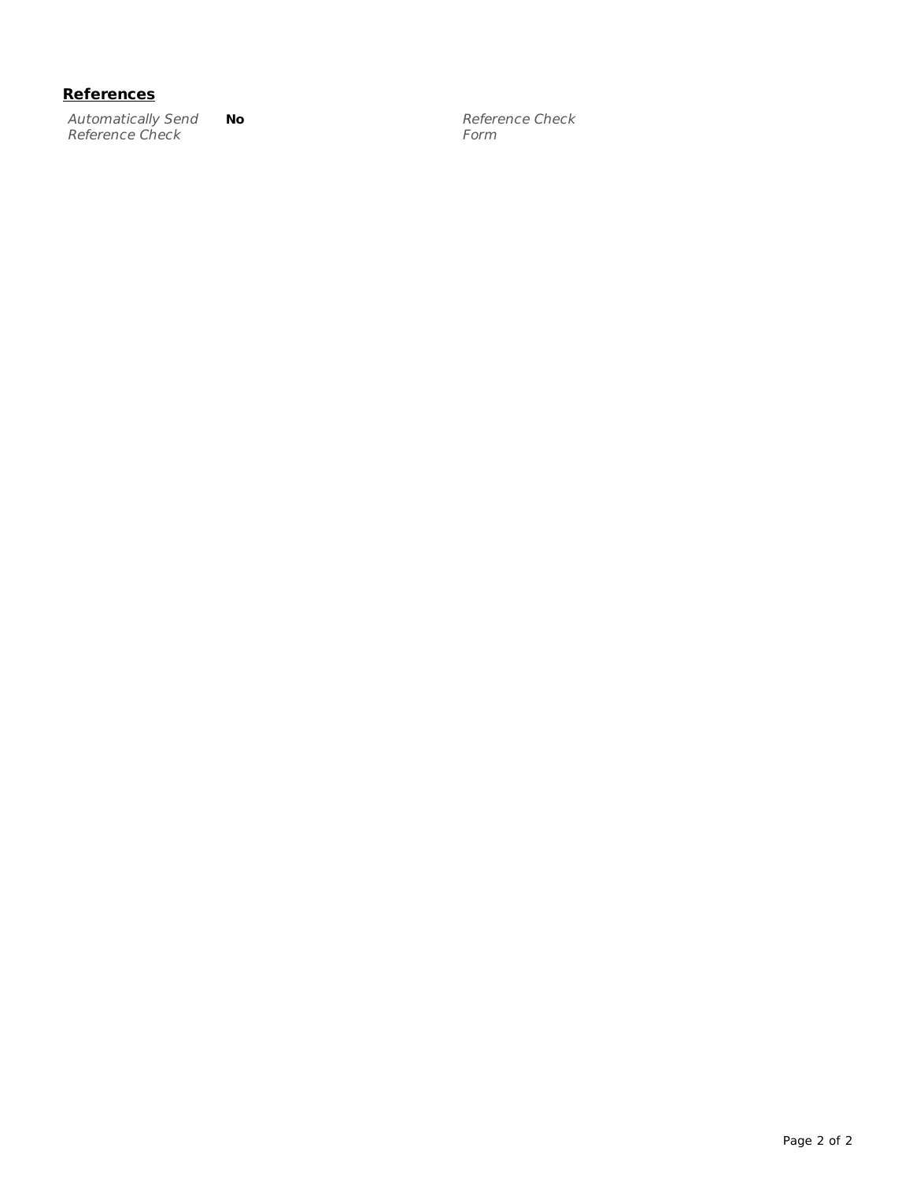## References

| | | | |
|---|---|---|---|
| *Automatically Send Reference Check* | **No** | *Reference Check Form* | |